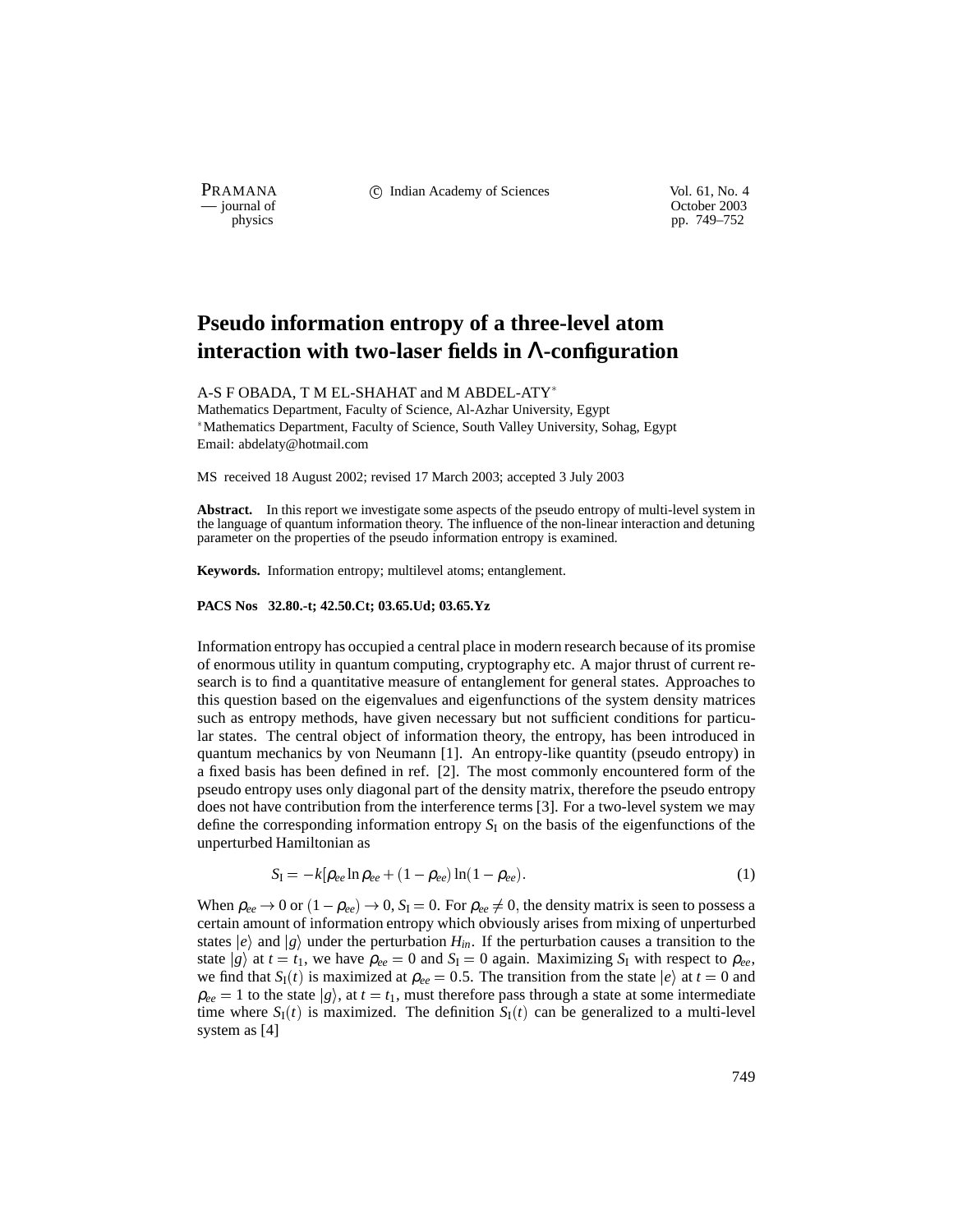# Pseudo information entropy of a three-level atom interaction with two-laser fields in Λ-configuration

A-S F OBADA, T M EL-SHAHAT and M ABDEL-ATY[*]

Mathematics Department, Faculty of Science, Al-Azhar University, Egypt

[*]Mathematics Department, Faculty of Science, South Valley University, Sohag, Egypt

Email: abdelaty@hotmail.com

MS received 18 August 2002; revised 17 March 2003; accepted 3 July 2003

**Abstract.** In this report we investigate some aspects of the pseudo entropy of multi-level system in the language of quantum information theory. The influence of the non-linear interaction and detuning parameter on the properties of the pseudo information entropy is examined.

**Keywords.** Information entropy; multilevel atoms; entanglement.

**PACS Nos 32.80.-t; 42.50.Ct; 03.65.Ud; 03.65.Yz**

Information entropy has occupied a central place in modern research because of its promise of enormous utility in quantum computing, cryptography etc. A major thrust of current research is to find a quantitative measure of entanglement for general states. Approaches to this question based on the eigenvalues and eigenfunctions of the system density matrices such as entropy methods, have given necessary but not sufficient conditions for particular states. The central object of information theory, the entropy, has been introduced in quantum mechanics by von Neumann [1]. An entropy-like quantity (pseudo entropy) in a fixed basis has been defined in ref. [2]. The most commonly encountered form of the pseudo entropy uses only diagonal part of the density matrix, therefore the pseudo entropy does not have contribution from the interference terms [3]. For a two-level system we may define the corresponding information entropy $S_{\mathrm{I}}$ on the basis of the eigenfunctions of the unperturbed Hamiltonian as

$$S_{\mathrm{I}} = -k[\rho_{ee} \ln \rho_{ee} + (1-\rho_{ee}) \ln (1-\rho_{ee}). \qquad (1)$$

When $\rho_{ee} \to 0$ or $(1-\rho_{ee}) \to 0$, $S_{\mathrm{I}} = 0$. For $\rho_{ee} \neq 0$, the density matrix is seen to possess a certain amount of information entropy which obviously arises from mixing of unperturbed states $|e\rangle$ and $|g\rangle$ under the perturbation $H_{in}$. If the perturbation causes a transition to the state $|g\rangle$ at $t = t_1$, we have $\rho_{ee} = 0$ and $S_{\mathrm{I}} = 0$ again. Maximizing $S_{\mathrm{I}}$ with respect to $\rho_{ee}$, we find that $S_{\mathrm{I}}(t)$ is maximized at $\rho_{ee} = 0.5$. The transition from the state $|e\rangle$ at $t = 0$ and $\rho_{ee} = 1$ to the state $|g\rangle$, at $t = t_1$, must therefore pass through a state at some intermediate time where $S_{\mathrm{I}}(t)$ is maximized. The definition $S_{\mathrm{I}}(t)$ can be generalized to a multi-level system as [4]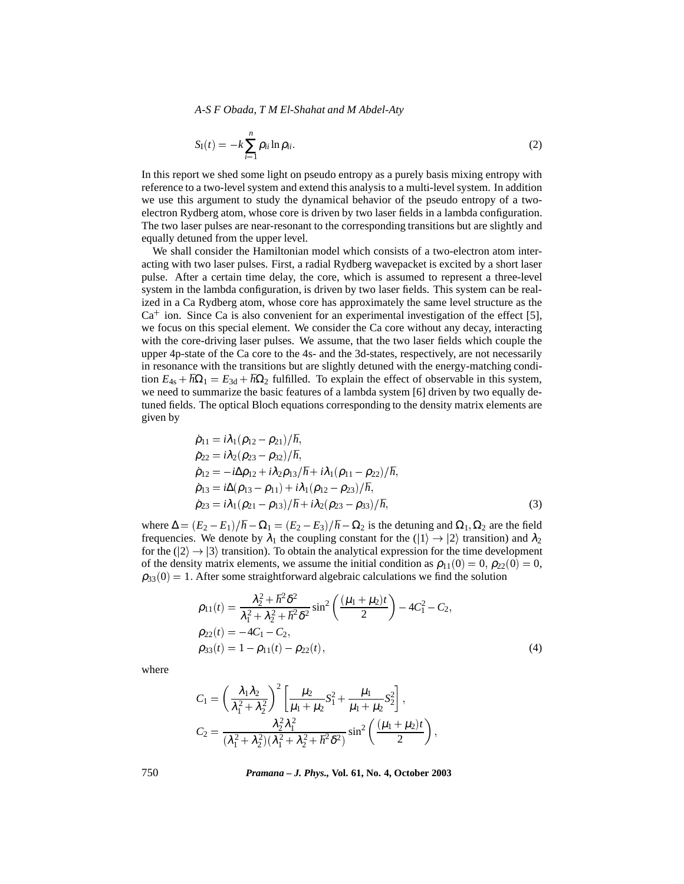$$S_I(t) = -k\sum_{i=1}^{n} \rho_{ii} \ln \rho_{ii}. \tag{2}$$

In this report we shed some light on pseudo entropy as a purely basis mixing entropy with reference to a two-level system and extend this analysis to a multi-level system. In addition we use this argument to study the dynamical behavior of the pseudo entropy of a two-electron Rydberg atom, whose core is driven by two laser fields in a lambda configuration. The two laser pulses are near-resonant to the corresponding transitions but are slightly and equally detuned from the upper level.

We shall consider the Hamiltonian model which consists of a two-electron atom interacting with two laser pulses. First, a radial Rydberg wavepacket is excited by a short laser pulse. After a certain time delay, the core, which is assumed to represent a three-level system in the lambda configuration, is driven by two laser fields. This system can be realized in a Ca Rydberg atom, whose core has approximately the same level structure as the $Ca^+$ ion. Since Ca is also convenient for an experimental investigation of the effect [5], we focus on this special element. We consider the Ca core without any decay, interacting with the core-driving laser pulses. We assume, that the two laser fields which couple the upper 4p-state of the Ca core to the 4s- and the 3d-states, respectively, are not necessarily in resonance with the transitions but are slightly detuned with the energy-matching condition $E_{4s} + \hbar\Omega_1 = E_{3d} + \hbar\Omega_2$ fulfilled. To explain the effect of observable in this system, we need to summarize the basic features of a lambda system [6] driven by two equally detuned fields. The optical Bloch equations corresponding to the density matrix elements are given by

$$\begin{aligned}
\dot{\rho}_{11} &= i\lambda_1(\rho_{12} - \rho_{21})/\hbar, \\
\dot{\rho}_{22} &= i\lambda_2(\rho_{23} - \rho_{32})/\hbar, \\
\dot{\rho}_{12} &= -i\Delta\rho_{12} + i\lambda_2\rho_{13}/\hbar + i\lambda_1(\rho_{11} - \rho_{22})/\hbar, \\
\dot{\rho}_{13} &= i\Delta(\rho_{13} - \rho_{11}) + i\lambda_1(\rho_{12} - \rho_{23})/\hbar, \\
\dot{\rho}_{23} &= i\lambda_1(\rho_{21} - \rho_{13})/\hbar + i\lambda_2(\rho_{23} - \rho_{33})/\hbar,
\end{aligned} \tag{3}$$

where $\Delta = (E_2 - E_1)/\hbar - \Omega_1 = (E_2 - E_3)/\hbar - \Omega_2$ is the detuning and $\Omega_1, \Omega_2$ are the field frequencies. We denote by $\lambda_1$ the coupling constant for the ($|1\rangle \to |2\rangle$ transition) and $\lambda_2$ for the ($|2\rangle \to |3\rangle$ transition). To obtain the analytical expression for the time development of the density matrix elements, we assume the initial condition as $\rho_{11}(0) = 0$, $\rho_{22}(0) = 0$, $\rho_{33}(0) = 1$. After some straightforward algebraic calculations we find the solution

$$\begin{aligned}
\rho_{11}(t) &= \frac{\lambda_2^2 + \hbar^2\delta^2}{\lambda_1^2 + \lambda_2^2 + \hbar^2\delta^2} \sin^2\left(\frac{(\mu_1 + \mu_2)t}{2}\right) - 4C_1^2 - C_2, \\
\rho_{22}(t) &= -4C_1 - C_2, \\
\rho_{33}(t) &= 1 - \rho_{11}(t) - \rho_{22}(t),
\end{aligned} \tag{4}$$

where

$$\begin{aligned}
C_1 &= \left(\frac{\lambda_1\lambda_2}{\lambda_1^2 + \lambda_2^2}\right)^2 \left[\frac{\mu_2}{\mu_1 + \mu_2} S_1^2 + \frac{\mu_1}{\mu_1 + \mu_2} S_2^2\right], \\
C_2 &= \frac{\lambda_2^2\lambda_1^2}{(\lambda_1^2 + \lambda_2^2)(\lambda_1^2 + \lambda_2^2 + \hbar^2\delta^2)} \sin^2\left(\frac{(\mu_1 + \mu_2)t}{2}\right),
\end{aligned}$$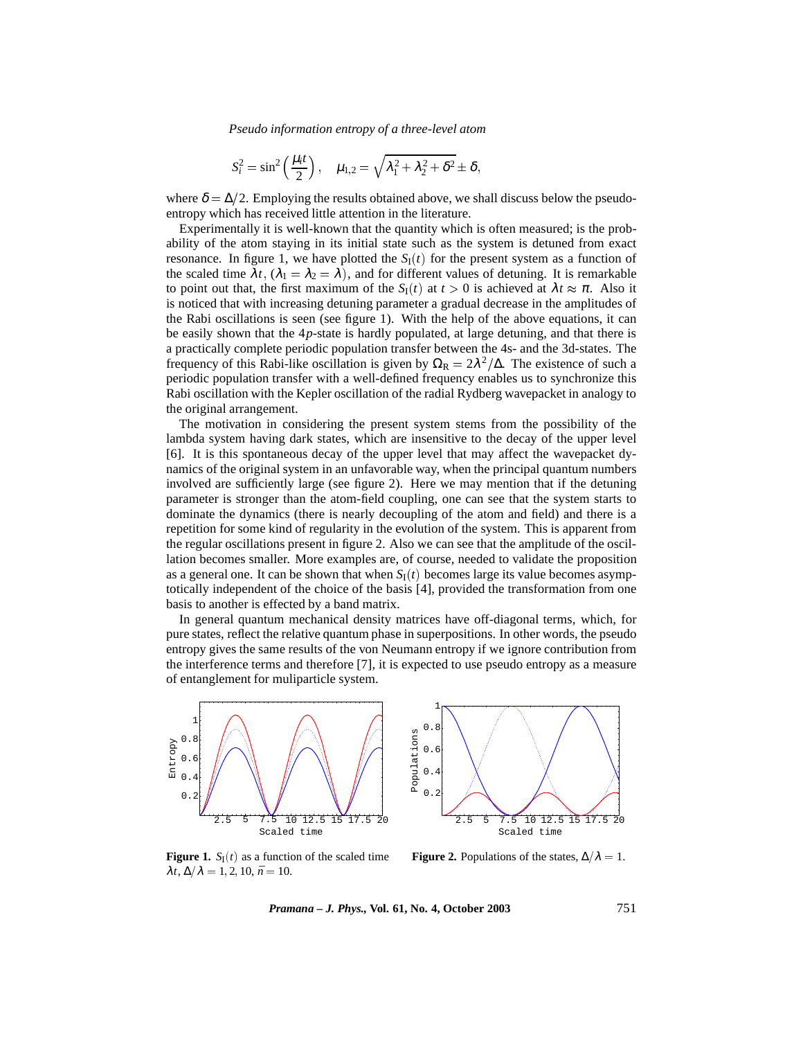$$S_i^2 = \sin^2\left(\frac{\mu_i t}{2}\right), \quad \mu_{1,2} = \sqrt{\lambda_1^2 + \lambda_2^2 + \delta^2} \pm \delta,$$

where $\delta = \Delta/2$. Employing the results obtained above, we shall discuss below the pseudo-entropy which has received little attention in the literature.

Experimentally it is well-known that the quantity which is often measured; is the probability of the atom staying in its initial state such as the system is detuned from exact resonance. In figure 1, we have plotted the $S_{\mathrm{I}}(t)$ for the present system as a function of the scaled time $\lambda t$, ($\lambda_1 = \lambda_2 = \lambda$), and for different values of detuning. It is remarkable to point out that, the first maximum of the $S_{\mathrm{I}}(t)$ at $t > 0$ is achieved at $\lambda t \approx \pi$. Also it is noticed that with increasing detuning parameter a gradual decrease in the amplitudes of the Rabi oscillations is seen (see figure 1). With the help of the above equations, it can be easily shown that the 4$p$-state is hardly populated, at large detuning, and that there is a practically complete periodic population transfer between the 4s- and the 3d-states. The frequency of this Rabi-like oscillation is given by $\Omega_{\mathrm{R}} = 2\lambda^2/\Delta$. The existence of such a periodic population transfer with a well-defined frequency enables us to synchronize this Rabi oscillation with the Kepler oscillation of the radial Rydberg wavepacket in analogy to the original arrangement.

The motivation in considering the present system stems from the possibility of the lambda system having dark states, which are insensitive to the decay of the upper level [6]. It is this spontaneous decay of the upper level that may affect the wavepacket dynamics of the original system in an unfavorable way, when the principal quantum numbers involved are sufficiently large (see figure 2). Here we may mention that if the detuning parameter is stronger than the atom-field coupling, one can see that the system starts to dominate the dynamics (there is nearly decoupling of the atom and field) and there is a repetition for some kind of regularity in the evolution of the system. This is apparent from the regular oscillations present in figure 2. Also we can see that the amplitude of the oscillation becomes smaller. More examples are, of course, needed to validate the proposition as a general one. It can be shown that when $S_{\mathrm{I}}(t)$ becomes large its value becomes asymptotically independent of the choice of the basis [4], provided the transformation from one basis to another is effected by a band matrix.

In general quantum mechanical density matrices have off-diagonal terms, which, for pure states, reflect the relative quantum phase in superpositions. In other words, the pseudo entropy gives the same results of the von Neumann entropy if we ignore contribution from the interference terms and therefore [7], it is expected to use pseudo entropy as a measure of entanglement for muliparticle system.

**Figure 1.** $S_{\mathrm{I}}(t)$ as a function of the scaled time $\lambda t$, $\Delta/\lambda = 1, 2, 10$, $\bar{n} = 10$.

**Figure 2.** Populations of the states, $\Delta/\lambda = 1$.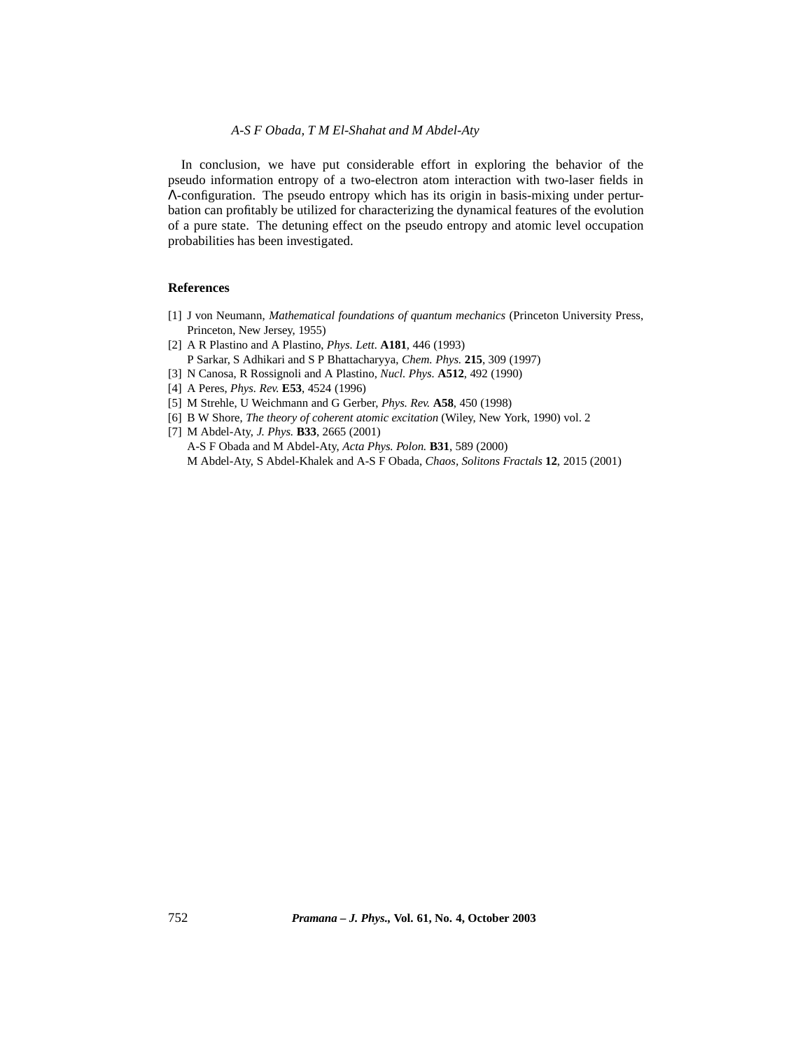In conclusion, we have put considerable effort in exploring the behavior of the pseudo information entropy of a two-electron atom interaction with two-laser fields in $\Lambda$-configuration. The pseudo entropy which has its origin in basis-mixing under perturbation can profitably be utilized for characterizing the dynamical features of the evolution of a pure state. The detuning effect on the pseudo entropy and atomic level occupation probabilities has been investigated.

## References

[1] J von Neumann, *Mathematical foundations of quantum mechanics* (Princeton University Press, Princeton, New Jersey, 1955)

[2] A R Plastino and A Plastino, *Phys. Lett.* **A181**, 446 (1993)
P Sarkar, S Adhikari and S P Bhattacharyya, *Chem. Phys.* **215**, 309 (1997)

[3] N Canosa, R Rossignoli and A Plastino, *Nucl. Phys.* **A512**, 492 (1990)

[4] A Peres, *Phys. Rev.* **E53**, 4524 (1996)

[5] M Strehle, U Weichmann and G Gerber, *Phys. Rev.* **A58**, 450 (1998)

[6] B W Shore, *The theory of coherent atomic excitation* (Wiley, New York, 1990) vol. 2

[7] M Abdel-Aty, *J. Phys.* **B33**, 2665 (2001)
A-S F Obada and M Abdel-Aty, *Acta Phys. Polon.* **B31**, 589 (2000)
M Abdel-Aty, S Abdel-Khalek and A-S F Obada, *Chaos, Solitons Fractals* **12**, 2015 (2001)